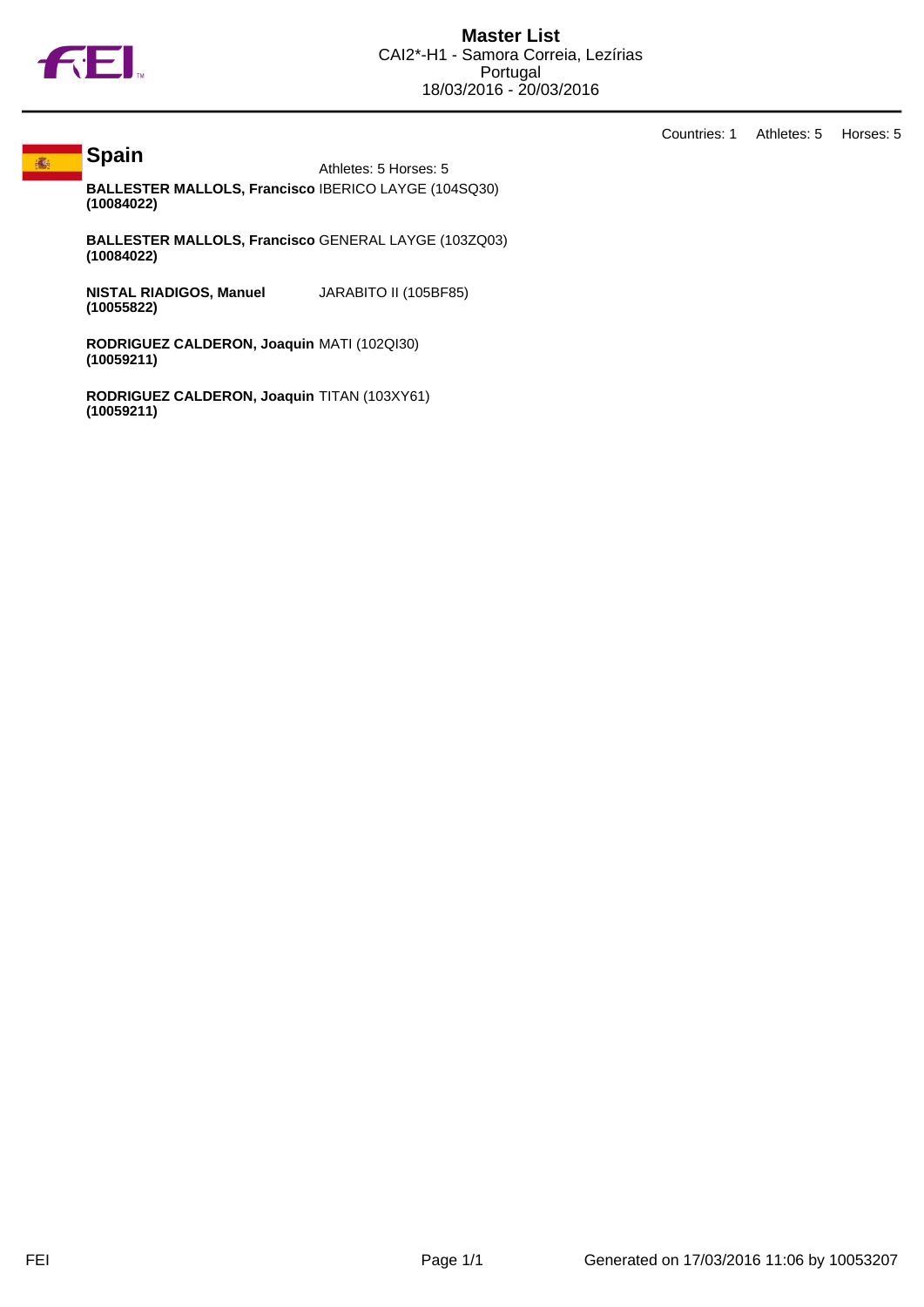# Master List

CAI2*-H1 - Samora Correia, Lezírias
Portugal
18/03/2016 - 20/03/2016

Countries: 1 Athletes: 5 Horses: 5

## Spain

Athletes: 5 Horses: 5

| Athlete | Horse |
| --- | --- |
| **BALLESTER MALLOLS, Francisco (10084022)** | IBERICO LAYGE (104SQ30) |
| **BALLESTER MALLOLS, Francisco (10084022)** | GENERAL LAYGE (103ZQ03) |
| **NISTAL RIADIGOS, Manuel (10055822)** | JARABITO II (105BF85) |
| **RODRIGUEZ CALDERON, Joaquin (10059211)** | MATI (102QI30) |
| **RODRIGUEZ CALDERON, Joaquin (10059211)** | TITAN (103XY61) |

FEI

Generated on 17/03/2016 11:06 by 10053207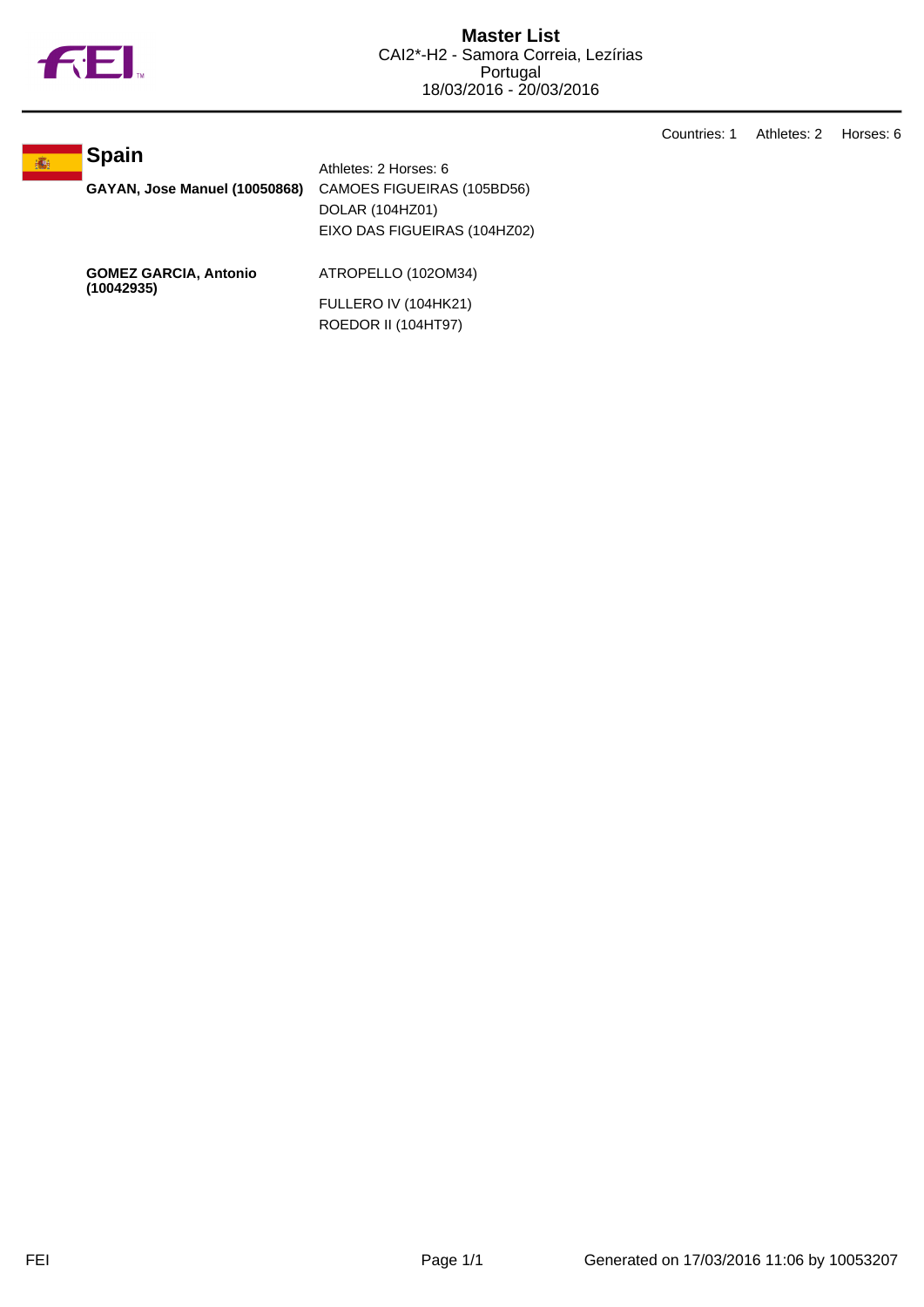# Master List

CAI2*-H2 - Samora Correia, Lezírias
Portugal
18/03/2016 - 20/03/2016

Countries: 1 Athletes: 2 Horses: 6

## Spain

Athletes: 2 Horses: 6

| Athlete | Horses |
| --- | --- |
| **GAYAN, Jose Manuel (10050868)** | CAMOES FIGUEIRAS (105BD56)<br>DOLAR (104HZ01)<br>EIXO DAS FIGUEIRAS (104HZ02) |
| **GOMEZ GARCIA, Antonio (10042935)** | ATROPELLO (102OM34)<br>FULLERO IV (104HK21)<br>ROEDOR II (104HT97) |

Generated on 17/03/2016 11:06 by 10053207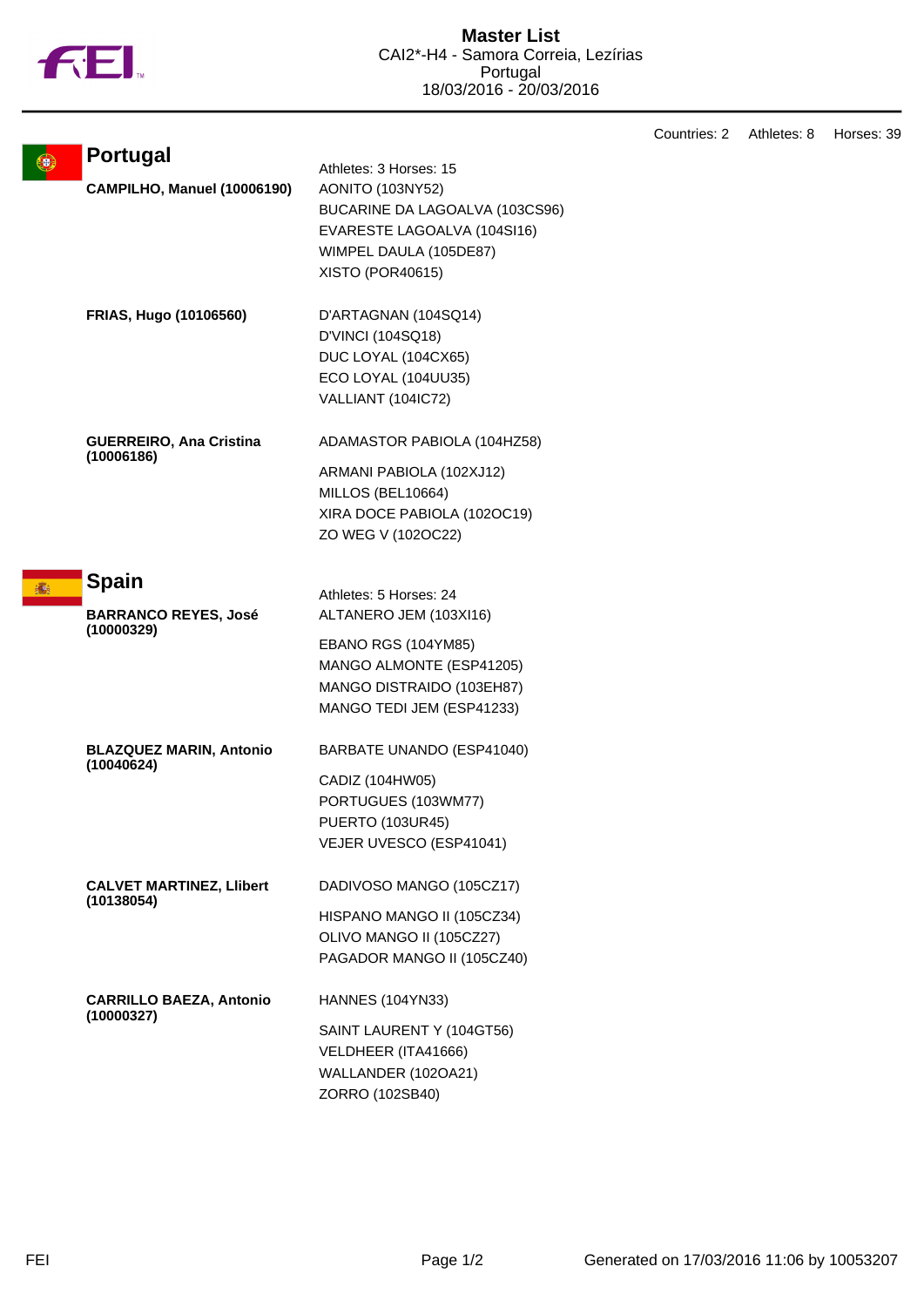# Master List

CAI2*-H4 - Samora Correia, Lezírias
Portugal
18/03/2016 - 20/03/2016

Countries: 2 Athletes: 8 Horses: 39

## Portugal

Athletes: 3 Horses: 15

**CAMPILHO, Manuel (10006190)**
- AONITO (103NY52)
- BUCARINE DA LAGOALVA (103CS96)
- EVARESTE LAGOALVA (104SI16)
- WIMPEL DAULA (105DE87)
- XISTO (POR40615)

**FRIAS, Hugo (10106560)**
- D'ARTAGNAN (104SQ14)
- D'VINCI (104SQ18)
- DUC LOYAL (104CX65)
- ECO LOYAL (104UU35)
- VALLIANT (104IC72)

**GUERREIRO, Ana Cristina (10006186)**
- ADAMASTOR PABIOLA (104HZ58)
- ARMANI PABIOLA (102XJ12)
- MILLOS (BEL10664)
- XIRA DOCE PABIOLA (102OC19)
- ZO WEG V (102OC22)

## Spain

Athletes: 5 Horses: 24

**BARRANCO REYES, José (10000329)**
- ALTANERO JEM (103XI16)
- EBANO RGS (104YM85)
- MANGO ALMONTE (ESP41205)
- MANGO DISTRAIDO (103EH87)
- MANGO TEDI JEM (ESP41233)

**BLAZQUEZ MARIN, Antonio (10040624)**
- BARBATE UNANDO (ESP41040)
- CADIZ (104HW05)
- PORTUGUES (103WM77)
- PUERTO (103UR45)
- VEJER UVESCO (ESP41041)

**CALVET MARTINEZ, Llibert (10138054)**
- DADIVOSO MANGO (105CZ17)
- HISPANO MANGO II (105CZ34)
- OLIVO MANGO II (105CZ27)
- PAGADOR MANGO II (105CZ40)

**CARRILLO BAEZA, Antonio (10000327)**
- HANNES (104YN33)
- SAINT LAURENT Y (104GT56)
- VELDHEER (ITA41666)
- WALLANDER (102OA21)
- ZORRO (102SB40)

Generated on 17/03/2016 11:06 by 10053207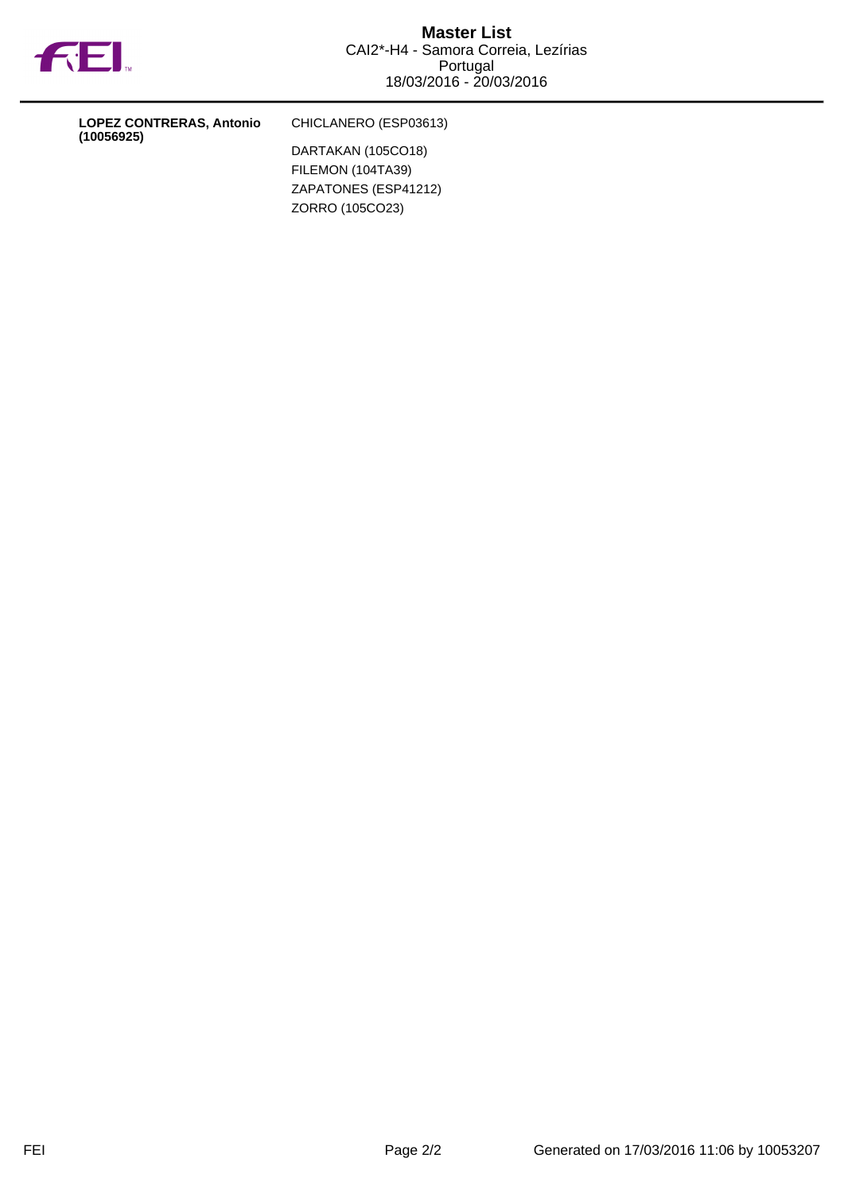# Master List

CAI2*-H4 - Samora Correia, Lezírias
Portugal
18/03/2016 - 20/03/2016

| | |
|---|---|
| **LOPEZ CONTRERAS, Antonio (10056925)** | CHICLANERO (ESP03613) |
| | DARTAKAN (105CO18) |
| | FILEMON (104TA39) |
| | ZAPATONES (ESP41212) |
| | ZORRO (105CO23) |

FEI

Generated on 17/03/2016 11:06 by 10053207